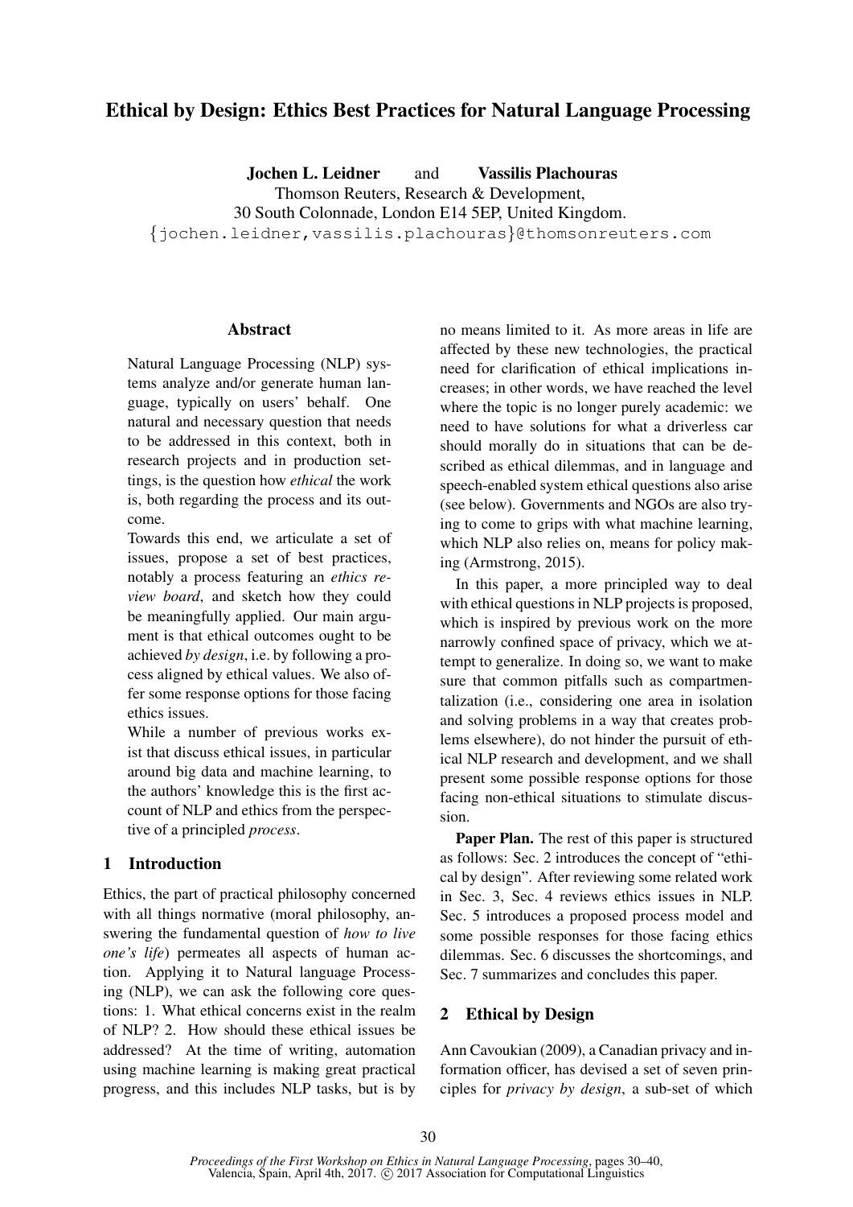# Ethical by Design: Ethics Best Practices for Natural Language Processing

**Jochen L. Leidner** and **Vassilis Plachouras**
Thomson Reuters, Research & Development,
30 South Colonnade, London E14 5EP, United Kingdom.
{jochen.leidner,vassilis.plachouras}@thomsonreuters.com

## Abstract

Natural Language Processing (NLP) systems analyze and/or generate human language, typically on users' behalf. One natural and necessary question that needs to be addressed in this context, both in research projects and in production settings, is the question how *ethical* the work is, both regarding the process and its outcome.

Towards this end, we articulate a set of issues, propose a set of best practices, notably a process featuring an *ethics review board*, and sketch how they could be meaningfully applied. Our main argument is that ethical outcomes ought to be achieved *by design*, i.e. by following a process aligned by ethical values. We also offer some response options for those facing ethics issues.

While a number of previous works exist that discuss ethical issues, in particular around big data and machine learning, to the authors' knowledge this is the first account of NLP and ethics from the perspective of a principled *process*.

## 1 Introduction

Ethics, the part of practical philosophy concerned with all things normative (moral philosophy, answering the fundamental question of *how to live one's life*) permeates all aspects of human action. Applying it to Natural language Processing (NLP), we can ask the following core questions: 1. What ethical concerns exist in the realm of NLP? 2. How should these ethical issues be addressed? At the time of writing, automation using machine learning is making great practical progress, and this includes NLP tasks, but is by no means limited to it. As more areas in life are affected by these new technologies, the practical need for clarification of ethical implications increases; in other words, we have reached the level where the topic is no longer purely academic: we need to have solutions for what a driverless car should morally do in situations that can be described as ethical dilemmas, and in language and speech-enabled system ethical questions also arise (see below). Governments and NGOs are also trying to come to grips with what machine learning, which NLP also relies on, means for policy making (Armstrong, 2015).

In this paper, a more principled way to deal with ethical questions in NLP projects is proposed, which is inspired by previous work on the more narrowly confined space of privacy, which we attempt to generalize. In doing so, we want to make sure that common pitfalls such as compartmentalization (i.e., considering one area in isolation and solving problems in a way that creates problems elsewhere), do not hinder the pursuit of ethical NLP research and development, and we shall present some possible response options for those facing non-ethical situations to stimulate discussion.

**Paper Plan.** The rest of this paper is structured as follows: Sec. 2 introduces the concept of "ethical by design". After reviewing some related work in Sec. 3, Sec. 4 reviews ethics issues in NLP. Sec. 5 introduces a proposed process model and some possible responses for those facing ethics dilemmas. Sec. 6 discusses the shortcomings, and Sec. 7 summarizes and concludes this paper.

## 2 Ethical by Design

Ann Cavoukian (2009), a Canadian privacy and information officer, has devised a set of seven principles for *privacy by design*, a sub-set of which

*Proceedings of the First Workshop on Ethics in Natural Language Processing*, pages 30–40, Valencia, Spain, April 4th, 2017. © 2017 Association for Computational Linguistics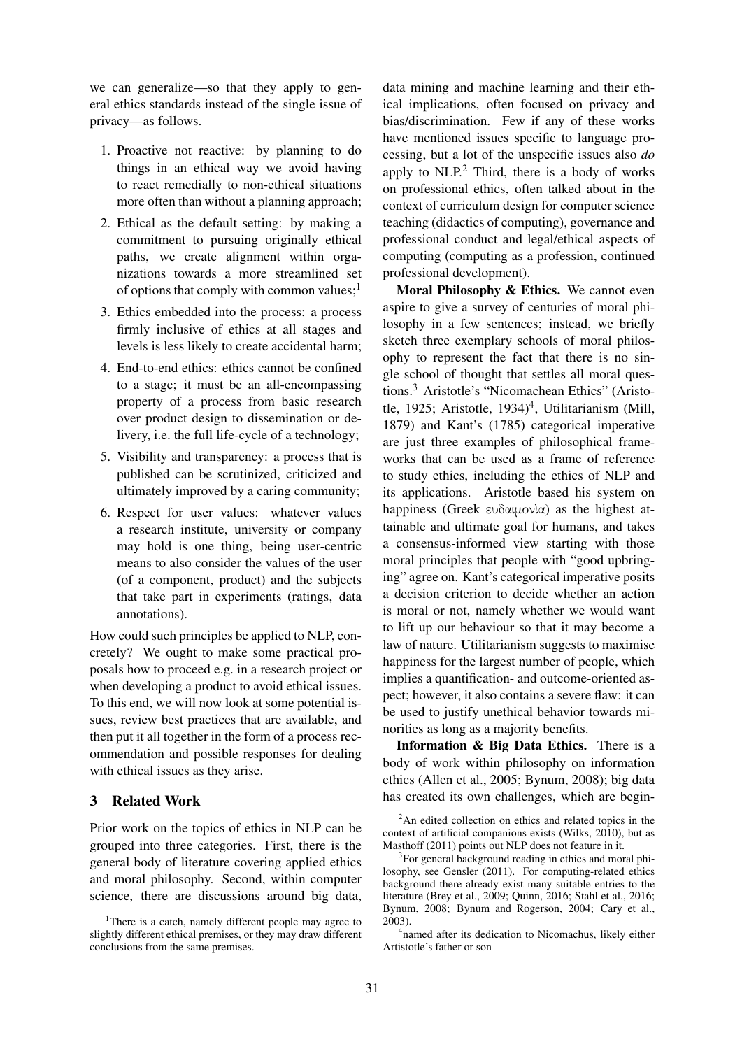we can generalize—so that they apply to general ethics standards instead of the single issue of privacy—as follows.

1. Proactive not reactive: by planning to do things in an ethical way we avoid having to react remedially to non-ethical situations more often than without a planning approach;
2. Ethical as the default setting: by making a commitment to pursuing originally ethical paths, we create alignment within organizations towards a more streamlined set of options that comply with common values;[1]
3. Ethics embedded into the process: a process firmly inclusive of ethics at all stages and levels is less likely to create accidental harm;
4. End-to-end ethics: ethics cannot be confined to a stage; it must be an all-encompassing property of a process from basic research over product design to dissemination or delivery, i.e. the full life-cycle of a technology;
5. Visibility and transparency: a process that is published can be scrutinized, criticized and ultimately improved by a caring community;
6. Respect for user values: whatever values a research institute, university or company may hold is one thing, being user-centric means to also consider the values of the user (of a component, product) and the subjects that take part in experiments (ratings, data annotations).

How could such principles be applied to NLP, concretely? We ought to make some practical proposals how to proceed e.g. in a research project or when developing a product to avoid ethical issues. To this end, we will now look at some potential issues, review best practices that are available, and then put it all together in the form of a process recommendation and possible responses for dealing with ethical issues as they arise.

## 3 Related Work

Prior work on the topics of ethics in NLP can be grouped into three categories. First, there is the general body of literature covering applied ethics and moral philosophy. Second, within computer science, there are discussions around big data, data mining and machine learning and their ethical implications, often focused on privacy and bias/discrimination. Few if any of these works have mentioned issues specific to language processing, but a lot of the unspecific issues also *do* apply to NLP.[2] Third, there is a body of works on professional ethics, often talked about in the context of curriculum design for computer science teaching (didactics of computing), governance and professional conduct and legal/ethical aspects of computing (computing as a profession, continued professional development).

**Moral Philosophy & Ethics.** We cannot even aspire to give a survey of centuries of moral philosophy in a few sentences; instead, we briefly sketch three exemplary schools of moral philosophy to represent the fact that there is no single school of thought that settles all moral questions.[3] Aristotle's "Nicomachean Ethics" (Aristotle, 1925; Aristotle, 1934)[4], Utilitarianism (Mill, 1879) and Kant's (1785) categorical imperative are just three examples of philosophical frameworks that can be used as a frame of reference to study ethics, including the ethics of NLP and its applications. Aristotle based his system on happiness (Greek ευδαιμονια) as the highest attainable and ultimate goal for humans, and takes a consensus-informed view starting with those moral principles that people with "good upbringing" agree on. Kant's categorical imperative posits a decision criterion to decide whether an action is moral or not, namely whether we would want to lift up our behaviour so that it may become a law of nature. Utilitarianism suggests to maximise happiness for the largest number of people, which implies a quantification- and outcome-oriented aspect; however, it also contains a severe flaw: it can be used to justify unethical behavior towards minorities as long as a majority benefits.

**Information & Big Data Ethics.** There is a body of work within philosophy on information ethics (Allen et al., 2005; Bynum, 2008); big data has created its own challenges, which are begin-

[1] There is a catch, namely different people may agree to slightly different ethical premises, or they may draw different conclusions from the same premises.

[2] An edited collection on ethics and related topics in the context of artificial companions exists (Wilks, 2010), but as Masthoff (2011) points out NLP does not feature in it.

[3] For general background reading in ethics and moral philosophy, see Gensler (2011). For computing-related ethics background there already exist many suitable entries to the literature (Brey et al., 2009; Quinn, 2016; Stahl et al., 2016; Bynum, 2008; Bynum and Rogerson, 2004; Cary et al., 2003).

[4] named after its dedication to Nicomachus, likely either Artistotle's father or son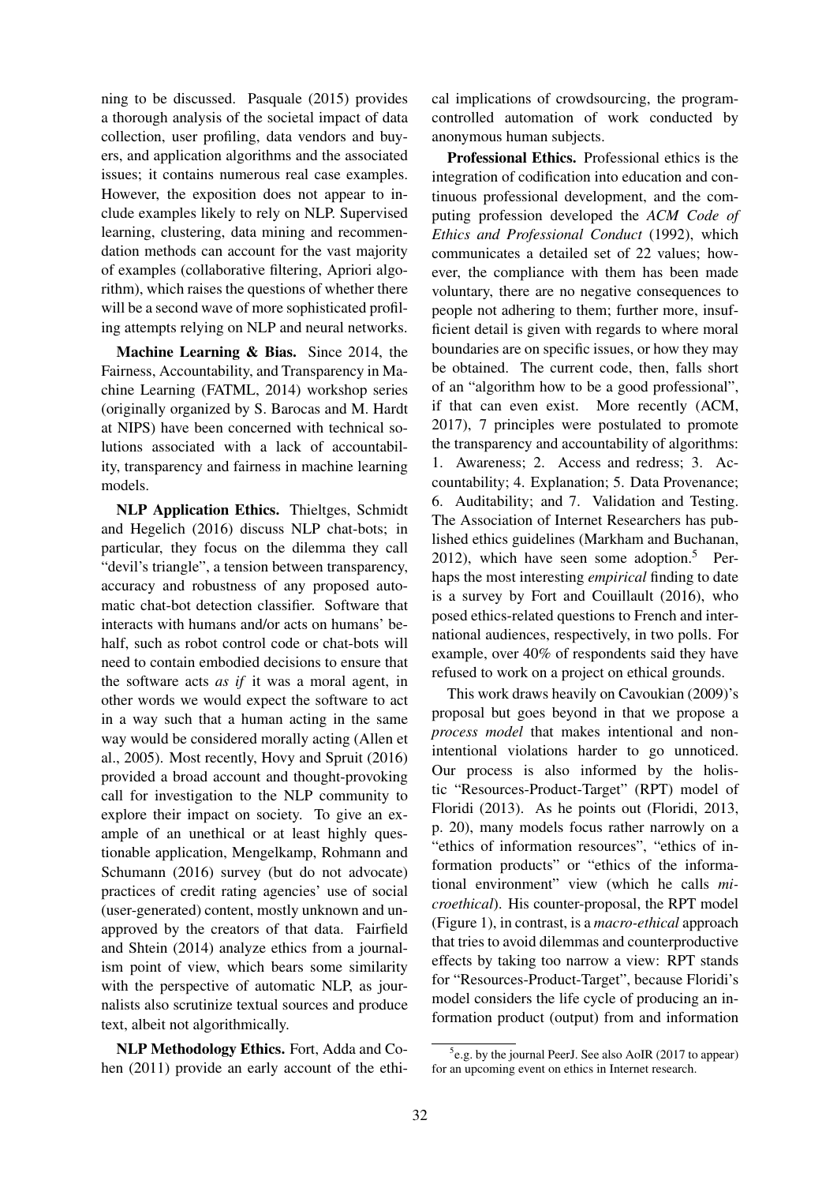ning to be discussed. Pasquale (2015) provides a thorough analysis of the societal impact of data collection, user profiling, data vendors and buyers, and application algorithms and the associated issues; it contains numerous real case examples. However, the exposition does not appear to include examples likely to rely on NLP. Supervised learning, clustering, data mining and recommendation methods can account for the vast majority of examples (collaborative filtering, Apriori algorithm), which raises the questions of whether there will be a second wave of more sophisticated profiling attempts relying on NLP and neural networks.

**Machine Learning & Bias.** Since 2014, the Fairness, Accountability, and Transparency in Machine Learning (FATML, 2014) workshop series (originally organized by S. Barocas and M. Hardt at NIPS) have been concerned with technical solutions associated with a lack of accountability, transparency and fairness in machine learning models.

**NLP Application Ethics.** Thieltges, Schmidt and Hegelich (2016) discuss NLP chat-bots; in particular, they focus on the dilemma they call "devil's triangle", a tension between transparency, accuracy and robustness of any proposed automatic chat-bot detection classifier. Software that interacts with humans and/or acts on humans' behalf, such as robot control code or chat-bots will need to contain embodied decisions to ensure that the software acts *as if* it was a moral agent, in other words we would expect the software to act in a way such that a human acting in the same way would be considered morally acting (Allen et al., 2005). Most recently, Hovy and Spruit (2016) provided a broad account and thought-provoking call for investigation to the NLP community to explore their impact on society. To give an example of an unethical or at least highly questionable application, Mengelkamp, Rohmann and Schumann (2016) survey (but do not advocate) practices of credit rating agencies' use of social (user-generated) content, mostly unknown and unapproved by the creators of that data. Fairfield and Shtein (2014) analyze ethics from a journalism point of view, which bears some similarity with the perspective of automatic NLP, as journalists also scrutinize textual sources and produce text, albeit not algorithmically.

**NLP Methodology Ethics.** Fort, Adda and Cohen (2011) provide an early account of the ethical implications of crowdsourcing, the program-controlled automation of work conducted by anonymous human subjects.

**Professional Ethics.** Professional ethics is the integration of codification into education and continuous professional development, and the computing profession developed the *ACM Code of Ethics and Professional Conduct* (1992), which communicates a detailed set of 22 values; however, the compliance with them has been made voluntary, there are no negative consequences to people not adhering to them; further more, insufficient detail is given with regards to where moral boundaries are on specific issues, or how they may be obtained. The current code, then, falls short of an "algorithm how to be a good professional", if that can even exist. More recently (ACM, 2017), 7 principles were postulated to promote the transparency and accountability of algorithms: 1. Awareness; 2. Access and redress; 3. Accountability; 4. Explanation; 5. Data Provenance; 6. Auditability; and 7. Validation and Testing. The Association of Internet Researchers has published ethics guidelines (Markham and Buchanan, 2012), which have seen some adoption.[5] Perhaps the most interesting *empirical* finding to date is a survey by Fort and Couillault (2016), who posed ethics-related questions to French and international audiences, respectively, in two polls. For example, over 40% of respondents said they have refused to work on a project on ethical grounds.

This work draws heavily on Cavoukian (2009)'s proposal but goes beyond in that we propose a *process model* that makes intentional and non-intentional violations harder to go unnoticed. Our process is also informed by the holistic "Resources-Product-Target" (RPT) model of Floridi (2013). As he points out (Floridi, 2013, p. 20), many models focus rather narrowly on a "ethics of information resources", "ethics of information products" or "ethics of the informational environment" view (which he calls *microethical*). His counter-proposal, the RPT model (Figure 1), in contrast, is a *macro-ethical* approach that tries to avoid dilemmas and counterproductive effects by taking too narrow a view: RPT stands for "Resources-Product-Target", because Floridi's model considers the life cycle of producing an information product (output) from and information

[5] e.g. by the journal PeerJ. See also AoIR (2017 to appear) for an upcoming event on ethics in Internet research.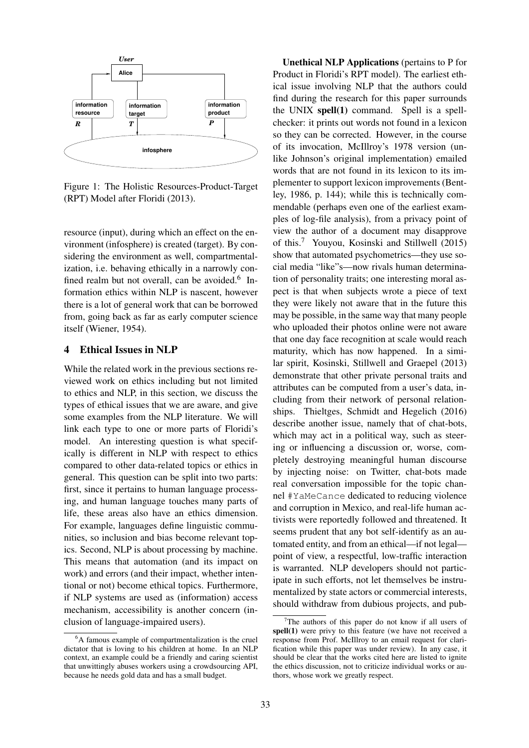Figure 1: The Holistic Resources-Product-Target (RPT) Model after Floridi (2013).

resource (input), during which an effect on the environment (infosphere) is created (target). By considering the environment as well, compartmentalization, i.e. behaving ethically in a narrowly confined realm but not overall, can be avoided.[6] Information ethics within NLP is nascent, however there is a lot of general work that can be borrowed from, going back as far as early computer science itself (Wiener, 1954).

## 4 Ethical Issues in NLP

While the related work in the previous sections reviewed work on ethics including but not limited to ethics and NLP, in this section, we discuss the types of ethical issues that we are aware, and give some examples from the NLP literature. We will link each type to one or more parts of Floridi's model. An interesting question is what specifically is different in NLP with respect to ethics compared to other data-related topics or ethics in general. This question can be split into two parts: first, since it pertains to human language processing, and human language touches many parts of life, these areas also have an ethics dimension. For example, languages define linguistic communities, so inclusion and bias become relevant topics. Second, NLP is about processing by machine. This means that automation (and its impact on work) and errors (and their impact, whether intentional or not) become ethical topics. Furthermore, if NLP systems are used as (information) access mechanism, accessibility is another concern (inclusion of language-impaired users).

**Unethical NLP Applications** (pertains to P for Product in Floridi's RPT model). The earliest ethical issue involving NLP that the authors could find during the research for this paper surrounds the UNIX **spell(1)** command. Spell is a spell-checker: it prints out words not found in a lexicon so they can be corrected. However, in the course of its invocation, McIllroy's 1978 version (unlike Johnson's original implementation) emailed words that are not found in its lexicon to its implementer to support lexicon improvements (Bentley, 1986, p. 144); while this is technically commendable (perhaps even one of the earliest examples of log-file analysis), from a privacy point of view the author of a document may disapprove of this.[7] Youyou, Kosinski and Stillwell (2015) show that automated psychometrics—they use social media "like"s—now rivals human determination of personality traits; one interesting moral aspect is that when subjects wrote a piece of text they were likely not aware that in the future this may be possible, in the same way that many people who uploaded their photos online were not aware that one day face recognition at scale would reach maturity, which has now happened. In a similar spirit, Kosinski, Stillwell and Graepel (2013) demonstrate that other private personal traits and attributes can be computed from a user's data, including from their network of personal relationships. Thieltges, Schmidt and Hegelich (2016) describe another issue, namely that of chat-bots, which may act in a political way, such as steering or influencing a discussion or, worse, completely destroying meaningful human discourse by injecting noise: on Twitter, chat-bots made real conversation impossible for the topic channel `#YaMeCance` dedicated to reducing violence and corruption in Mexico, and real-life human activists were reportedly followed and threatened. It seems prudent that any bot self-identify as an automated entity, and from an ethical—if not legal—point of view, a respectful, low-traffic interaction is warranted. NLP developers should not participate in such efforts, not let themselves be instrumentalized by state actors or commercial interests, should withdraw from dubious projects, and pub-

[6] A famous example of compartmentalization is the cruel dictator that is loving to his children at home. In an NLP context, an example could be a friendly and caring scientist that unwittingly abuses workers using a crowdsourcing API, because he needs gold data and has a small budget.

[7] The authors of this paper do not know if all users of **spell(1)** were privy to this feature (we have not received a response from Prof. McIllroy to an email request for clarification while this paper was under review). In any case, it should be clear that the works cited here are listed to ignite the ethics discussion, not to criticize individual works or authors, whose work we greatly respect.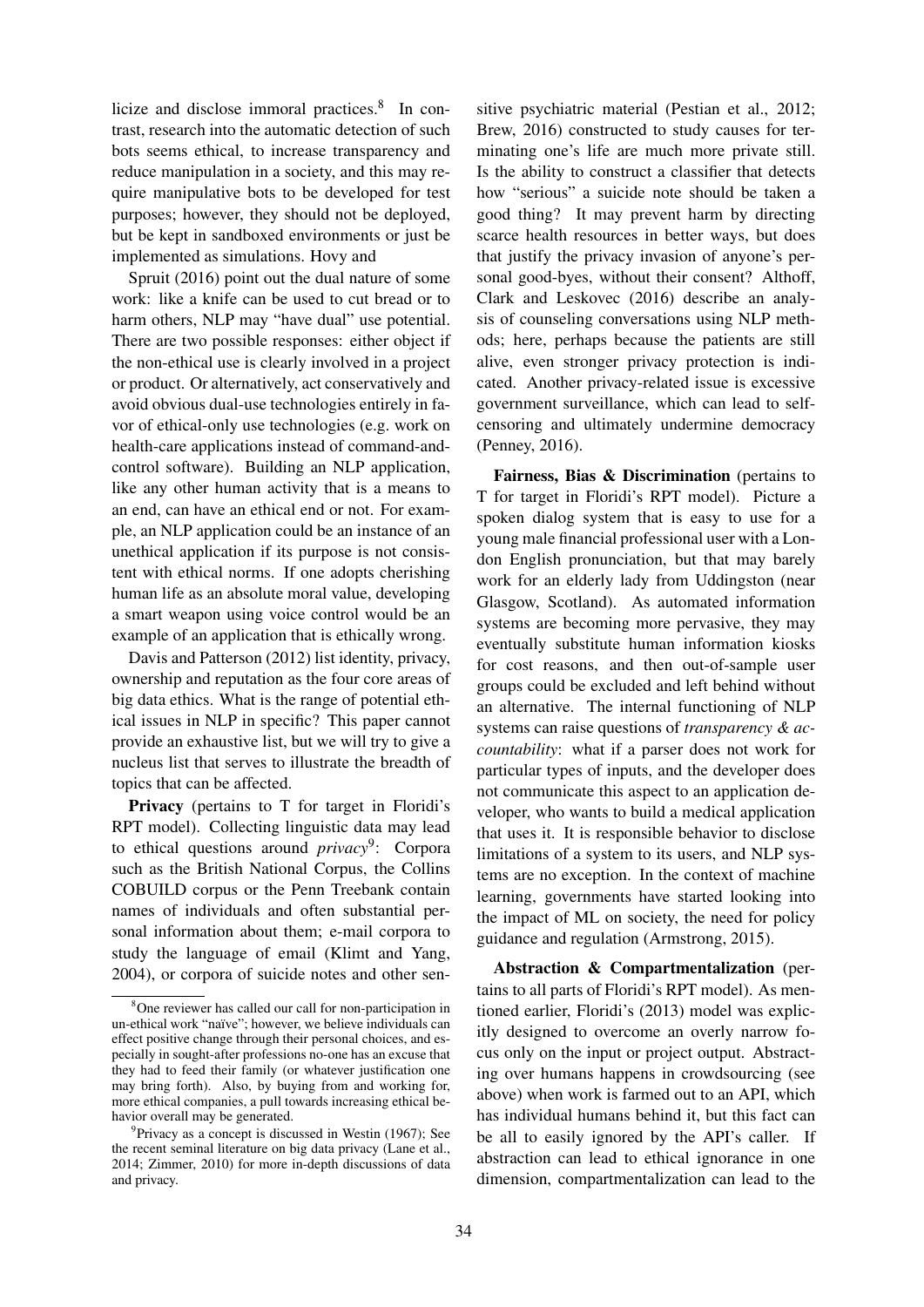licize and disclose immoral practices.[8] In contrast, research into the automatic detection of such bots seems ethical, to increase transparency and reduce manipulation in a society, and this may require manipulative bots to be developed for test purposes; however, they should not be deployed, but be kept in sandboxed environments or just be implemented as simulations. Hovy and Spruit (2016) point out the dual nature of some work: like a knife can be used to cut bread or to harm others, NLP may "have dual" use potential. There are two possible responses: either object if the non-ethical use is clearly involved in a project or product. Or alternatively, act conservatively and avoid obvious dual-use technologies entirely in favor of ethical-only use technologies (e.g. work on health-care applications instead of command-and-control software). Building an NLP application, like any other human activity that is a means to an end, can have an ethical end or not. For example, an NLP application could be an instance of an unethical application if its purpose is not consistent with ethical norms. If one adopts cherishing human life as an absolute moral value, developing a smart weapon using voice control would be an example of an application that is ethically wrong.

Davis and Patterson (2012) list identity, privacy, ownership and reputation as the four core areas of big data ethics. What is the range of potential ethical issues in NLP in specific? This paper cannot provide an exhaustive list, but we will try to give a nucleus list that serves to illustrate the breadth of topics that can be affected.

**Privacy** (pertains to T for target in Floridi's RPT model). Collecting linguistic data may lead to ethical questions around *privacy*[9]: Corpora such as the British National Corpus, the Collins COBUILD corpus or the Penn Treebank contain names of individuals and often substantial personal information about them; e-mail corpora to study the language of email (Klimt and Yang, 2004), or corpora of suicide notes and other sensitive psychiatric material (Pestian et al., 2012; Brew, 2016) constructed to study causes for terminating one's life are much more private still. Is the ability to construct a classifier that detects how "serious" a suicide note should be taken a good thing? It may prevent harm by directing scarce health resources in better ways, but does that justify the privacy invasion of anyone's personal good-byes, without their consent? Althoff, Clark and Leskovec (2016) describe an analysis of counseling conversations using NLP methods; here, perhaps because the patients are still alive, even stronger privacy protection is indicated. Another privacy-related issue is excessive government surveillance, which can lead to self-censoring and ultimately undermine democracy (Penney, 2016).

**Fairness, Bias & Discrimination** (pertains to T for target in Floridi's RPT model). Picture a spoken dialog system that is easy to use for a young male financial professional user with a London English pronunciation, but that may barely work for an elderly lady from Uddingston (near Glasgow, Scotland). As automated information systems are becoming more pervasive, they may eventually substitute human information kiosks for cost reasons, and then out-of-sample user groups could be excluded and left behind without an alternative. The internal functioning of NLP systems can raise questions of *transparency & accountability*: what if a parser does not work for particular types of inputs, and the developer does not communicate this aspect to an application developer, who wants to build a medical application that uses it. It is responsible behavior to disclose limitations of a system to its users, and NLP systems are no exception. In the context of machine learning, governments have started looking into the impact of ML on society, the need for policy guidance and regulation (Armstrong, 2015).

**Abstraction & Compartmentalization** (pertains to all parts of Floridi's RPT model). As mentioned earlier, Floridi's (2013) model was explicitly designed to overcome an overly narrow focus only on the input or project output. Abstracting over humans happens in crowdsourcing (see above) when work is farmed out to an API, which has individual humans behind it, but this fact can be all to easily ignored by the API's caller. If abstraction can lead to ethical ignorance in one dimension, compartmentalization can lead to the

[8] One reviewer has called our call for non-participation in un-ethical work "naïve"; however, we believe individuals can effect positive change through their personal choices, and especially in sought-after professions no-one has an excuse that they had to feed their family (or whatever justification one may bring forth). Also, by buying from and working for, more ethical companies, a pull towards increasing ethical behavior overall may be generated.

[9] Privacy as a concept is discussed in Westin (1967); See the recent seminal literature on big data privacy (Lane et al., 2014; Zimmer, 2010) for more in-depth discussions of data and privacy.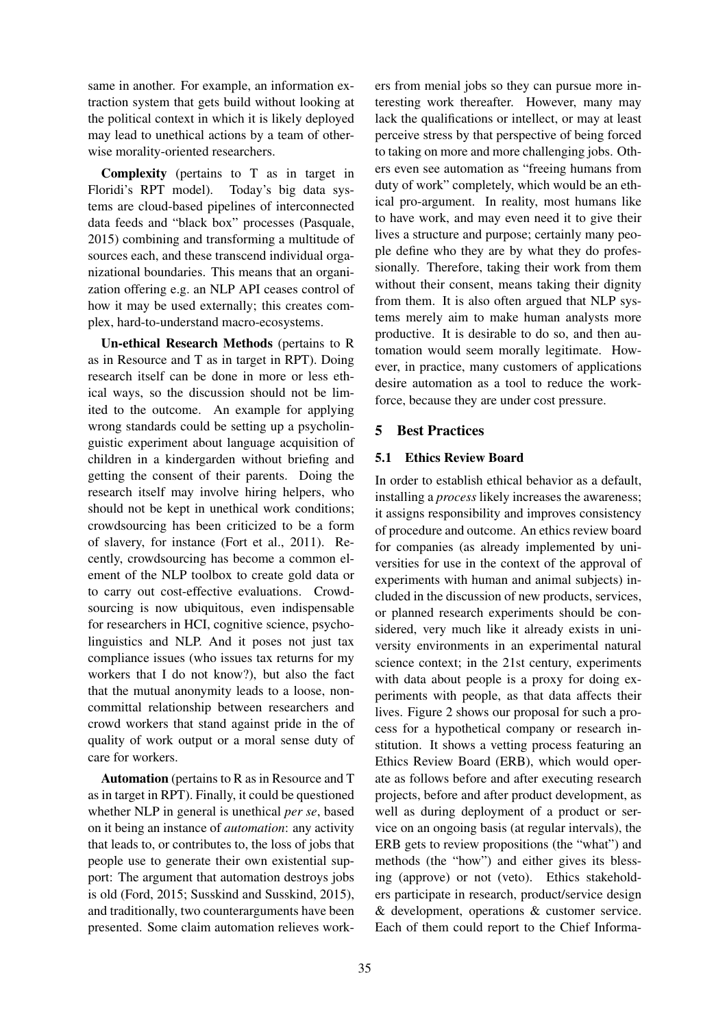same in another. For example, an information extraction system that gets build without looking at the political context in which it is likely deployed may lead to unethical actions by a team of otherwise morality-oriented researchers.

**Complexity** (pertains to T as in target in Floridi's RPT model). Today's big data systems are cloud-based pipelines of interconnected data feeds and "black box" processes (Pasquale, 2015) combining and transforming a multitude of sources each, and these transcend individual organizational boundaries. This means that an organization offering e.g. an NLP API ceases control of how it may be used externally; this creates complex, hard-to-understand macro-ecosystems.

**Un-ethical Research Methods** (pertains to R as in Resource and T as in target in RPT). Doing research itself can be done in more or less ethical ways, so the discussion should not be limited to the outcome. An example for applying wrong standards could be setting up a psycholinguistic experiment about language acquisition of children in a kindergarden without briefing and getting the consent of their parents. Doing the research itself may involve hiring helpers, who should not be kept in unethical work conditions; crowdsourcing has been criticized to be a form of slavery, for instance (Fort et al., 2011). Recently, crowdsourcing has become a common element of the NLP toolbox to create gold data or to carry out cost-effective evaluations. Crowdsourcing is now ubiquitous, even indispensable for researchers in HCI, cognitive science, psycholinguistics and NLP. And it poses not just tax compliance issues (who issues tax returns for my workers that I do not know?), but also the fact that the mutual anonymity leads to a loose, noncommittal relationship between researchers and crowd workers that stand against pride in the of quality of work output or a moral sense duty of care for workers.

**Automation** (pertains to R as in Resource and T as in target in RPT). Finally, it could be questioned whether NLP in general is unethical *per se*, based on it being an instance of *automation*: any activity that leads to, or contributes to, the loss of jobs that people use to generate their own existential support: The argument that automation destroys jobs is old (Ford, 2015; Susskind and Susskind, 2015), and traditionally, two counterarguments have been presented. Some claim automation relieves workers from menial jobs so they can pursue more interesting work thereafter. However, many may lack the qualifications or intellect, or may at least perceive stress by that perspective of being forced to taking on more and more challenging jobs. Others even see automation as "freeing humans from duty of work" completely, which would be an ethical pro-argument. In reality, most humans like to have work, and may even need it to give their lives a structure and purpose; certainly many people define who they are by what they do professionally. Therefore, taking their work from them without their consent, means taking their dignity from them. It is also often argued that NLP systems merely aim to make human analysts more productive. It is desirable to do so, and then automation would seem morally legitimate. However, in practice, many customers of applications desire automation as a tool to reduce the workforce, because they are under cost pressure.

## 5 Best Practices

### 5.1 Ethics Review Board

In order to establish ethical behavior as a default, installing a *process* likely increases the awareness; it assigns responsibility and improves consistency of procedure and outcome. An ethics review board for companies (as already implemented by universities for use in the context of the approval of experiments with human and animal subjects) included in the discussion of new products, services, or planned research experiments should be considered, very much like it already exists in university environments in an experimental natural science context; in the 21st century, experiments with data about people is a proxy for doing experiments with people, as that data affects their lives. Figure 2 shows our proposal for such a process for a hypothetical company or research institution. It shows a vetting process featuring an Ethics Review Board (ERB), which would operate as follows before and after executing research projects, before and after product development, as well as during deployment of a product or service on an ongoing basis (at regular intervals), the ERB gets to review propositions (the "what") and methods (the "how") and either gives its blessing (approve) or not (veto). Ethics stakeholders participate in research, product/service design & development, operations & customer service. Each of them could report to the Chief Informa-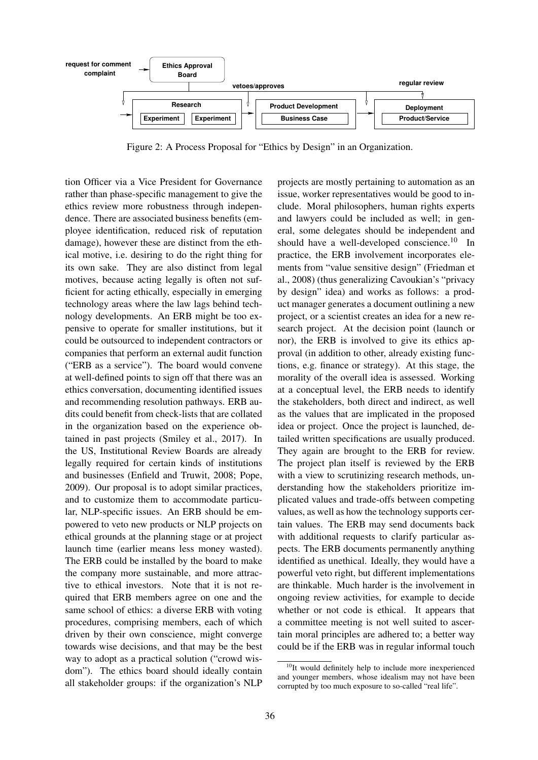Figure 2: A Process Proposal for "Ethics by Design" in an Organization.

tion Officer via a Vice President for Governance rather than phase-specific management to give the ethics review more robustness through independence. There are associated business benefits (employee identification, reduced risk of reputation damage), however these are distinct from the ethical motive, i.e. desiring to do the right thing for its own sake. They are also distinct from legal motives, because acting legally is often not sufficient for acting ethically, especially in emerging technology areas where the law lags behind technology developments. An ERB might be too expensive to operate for smaller institutions, but it could be outsourced to independent contractors or companies that perform an external audit function ("ERB as a service"). The board would convene at well-defined points to sign off that there was an ethics conversation, documenting identified issues and recommending resolution pathways. ERB audits could benefit from check-lists that are collated in the organization based on the experience obtained in past projects (Smiley et al., 2017). In the US, Institutional Review Boards are already legally required for certain kinds of institutions and businesses (Enfield and Truwit, 2008; Pope, 2009). Our proposal is to adopt similar practices, and to customize them to accommodate particular, NLP-specific issues. An ERB should be empowered to veto new products or NLP projects on ethical grounds at the planning stage or at project launch time (earlier means less money wasted). The ERB could be installed by the board to make the company more sustainable, and more attractive to ethical investors. Note that it is not required that ERB members agree on one and the same school of ethics: a diverse ERB with voting procedures, comprising members, each of which driven by their own conscience, might converge towards wise decisions, and that may be the best way to adopt as a practical solution ("crowd wisdom"). The ethics board should ideally contain all stakeholder groups: if the organization's NLP projects are mostly pertaining to automation as an issue, worker representatives would be good to include. Moral philosophers, human rights experts and lawyers could be included as well; in general, some delegates should be independent and should have a well-developed conscience.[10] In practice, the ERB involvement incorporates elements from "value sensitive design" (Friedman et al., 2008) (thus generalizing Cavoukian's "privacy by design" idea) and works as follows: a product manager generates a document outlining a new project, or a scientist creates an idea for a new research project. At the decision point (launch or nor), the ERB is involved to give its ethics approval (in addition to other, already existing functions, e.g. finance or strategy). At this stage, the morality of the overall idea is assessed. Working at a conceptual level, the ERB needs to identify the stakeholders, both direct and indirect, as well as the values that are implicated in the proposed idea or project. Once the project is launched, detailed written specifications are usually produced. They again are brought to the ERB for review. The project plan itself is reviewed by the ERB with a view to scrutinizing research methods, understanding how the stakeholders prioritize implicated values and trade-offs between competing values, as well as how the technology supports certain values. The ERB may send documents back with additional requests to clarify particular aspects. The ERB documents permanently anything identified as unethical. Ideally, they would have a powerful veto right, but different implementations are thinkable. Much harder is the involvement in ongoing review activities, for example to decide whether or not code is ethical. It appears that a committee meeting is not well suited to ascertain moral principles are adhered to; a better way could be if the ERB was in regular informal touch

[10] It would definitely help to include more inexperienced and younger members, whose idealism may not have been corrupted by too much exposure to so-called "real life".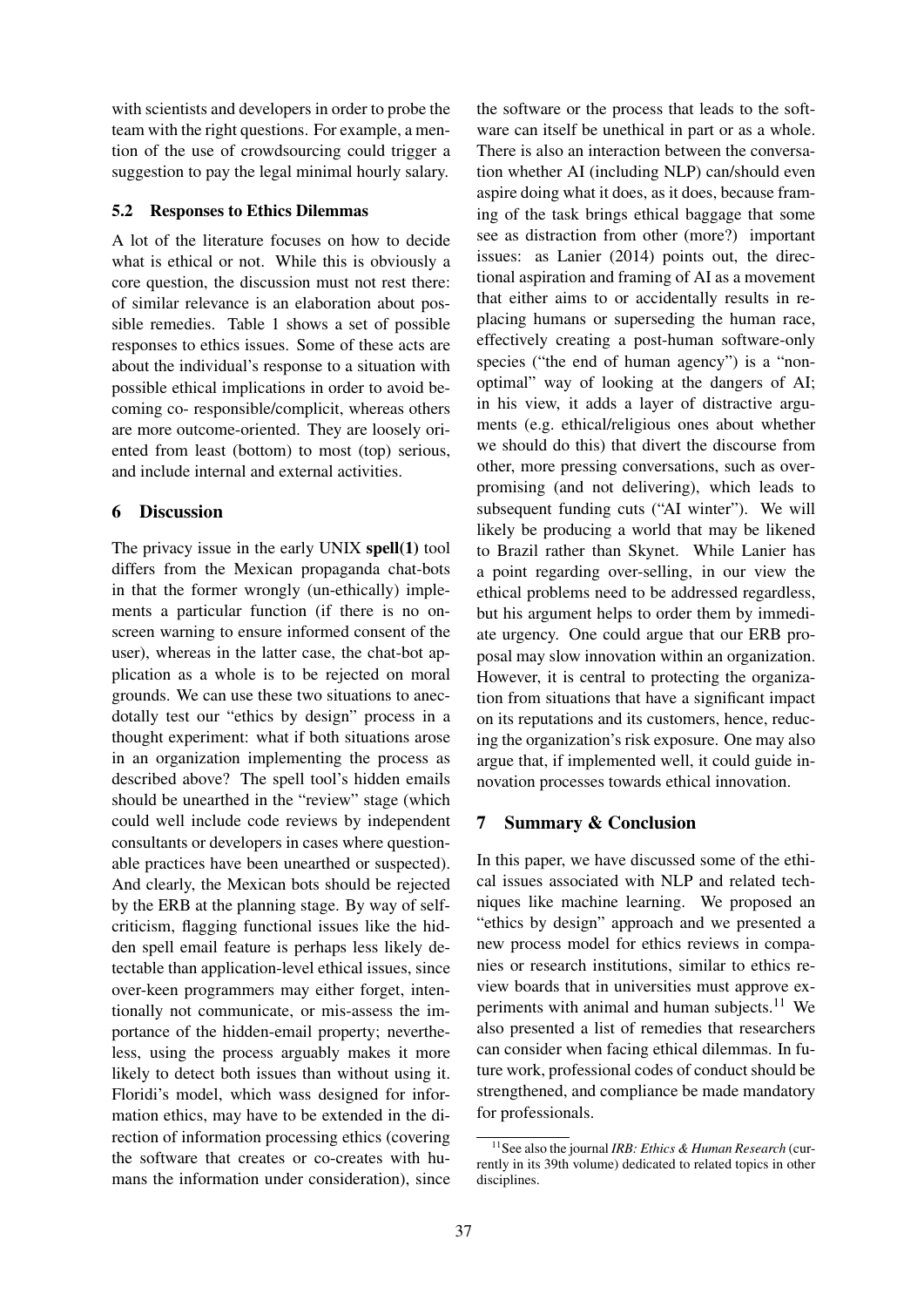with scientists and developers in order to probe the team with the right questions. For example, a mention of the use of crowdsourcing could trigger a suggestion to pay the legal minimal hourly salary.

### 5.2 Responses to Ethics Dilemmas

A lot of the literature focuses on how to decide what is ethical or not. While this is obviously a core question, the discussion must not rest there: of similar relevance is an elaboration about possible remedies. Table 1 shows a set of possible responses to ethics issues. Some of these acts are about the individual's response to a situation with possible ethical implications in order to avoid becoming co- responsible/complicit, whereas others are more outcome-oriented. They are loosely oriented from least (bottom) to most (top) serious, and include internal and external activities.

## 6 Discussion

The privacy issue in the early UNIX **spell(1)** tool differs from the Mexican propaganda chat-bots in that the former wrongly (un-ethically) implements a particular function (if there is no on-screen warning to ensure informed consent of the user), whereas in the latter case, the chat-bot application as a whole is to be rejected on moral grounds. We can use these two situations to anecdotally test our "ethics by design" process in a thought experiment: what if both situations arose in an organization implementing the process as described above? The spell tool's hidden emails should be unearthed in the "review" stage (which could well include code reviews by independent consultants or developers in cases where questionable practices have been unearthed or suspected). And clearly, the Mexican bots should be rejected by the ERB at the planning stage. By way of self-criticism, flagging functional issues like the hidden spell email feature is perhaps less likely detectable than application-level ethical issues, since over-keen programmers may either forget, intentionally not communicate, or mis-assess the importance of the hidden-email property; nevertheless, using the process arguably makes it more likely to detect both issues than without using it. Floridi's model, which wass designed for information ethics, may have to be extended in the direction of information processing ethics (covering the software that creates or co-creates with humans the information under consideration), since the software or the process that leads to the software can itself be unethical in part or as a whole. There is also an interaction between the conversation whether AI (including NLP) can/should even aspire doing what it does, as it does, because framing of the task brings ethical baggage that some see as distraction from other (more?) important issues: as Lanier (2014) points out, the directional aspiration and framing of AI as a movement that either aims to or accidentally results in replacing humans or superseding the human race, effectively creating a post-human software-only species ("the end of human agency") is a "non-optimal" way of looking at the dangers of AI; in his view, it adds a layer of distractive arguments (e.g. ethical/religious ones about whether we should do this) that divert the discourse from other, more pressing conversations, such as over-promising (and not delivering), which leads to subsequent funding cuts ("AI winter"). We will likely be producing a world that may be likened to Brazil rather than Skynet. While Lanier has a point regarding over-selling, in our view the ethical problems need to be addressed regardless, but his argument helps to order them by immediate urgency. One could argue that our ERB proposal may slow innovation within an organization. However, it is central to protecting the organization from situations that have a significant impact on its reputations and its customers, hence, reducing the organization's risk exposure. One may also argue that, if implemented well, it could guide innovation processes towards ethical innovation.

## 7 Summary & Conclusion

In this paper, we have discussed some of the ethical issues associated with NLP and related techniques like machine learning. We proposed an "ethics by design" approach and we presented a new process model for ethics reviews in companies or research institutions, similar to ethics review boards that in universities must approve experiments with animal and human subjects.[11] We also presented a list of remedies that researchers can consider when facing ethical dilemmas. In future work, professional codes of conduct should be strengthened, and compliance be made mandatory for professionals.

[11] See also the journal *IRB: Ethics & Human Research* (currently in its 39th volume) dedicated to related topics in other disciplines.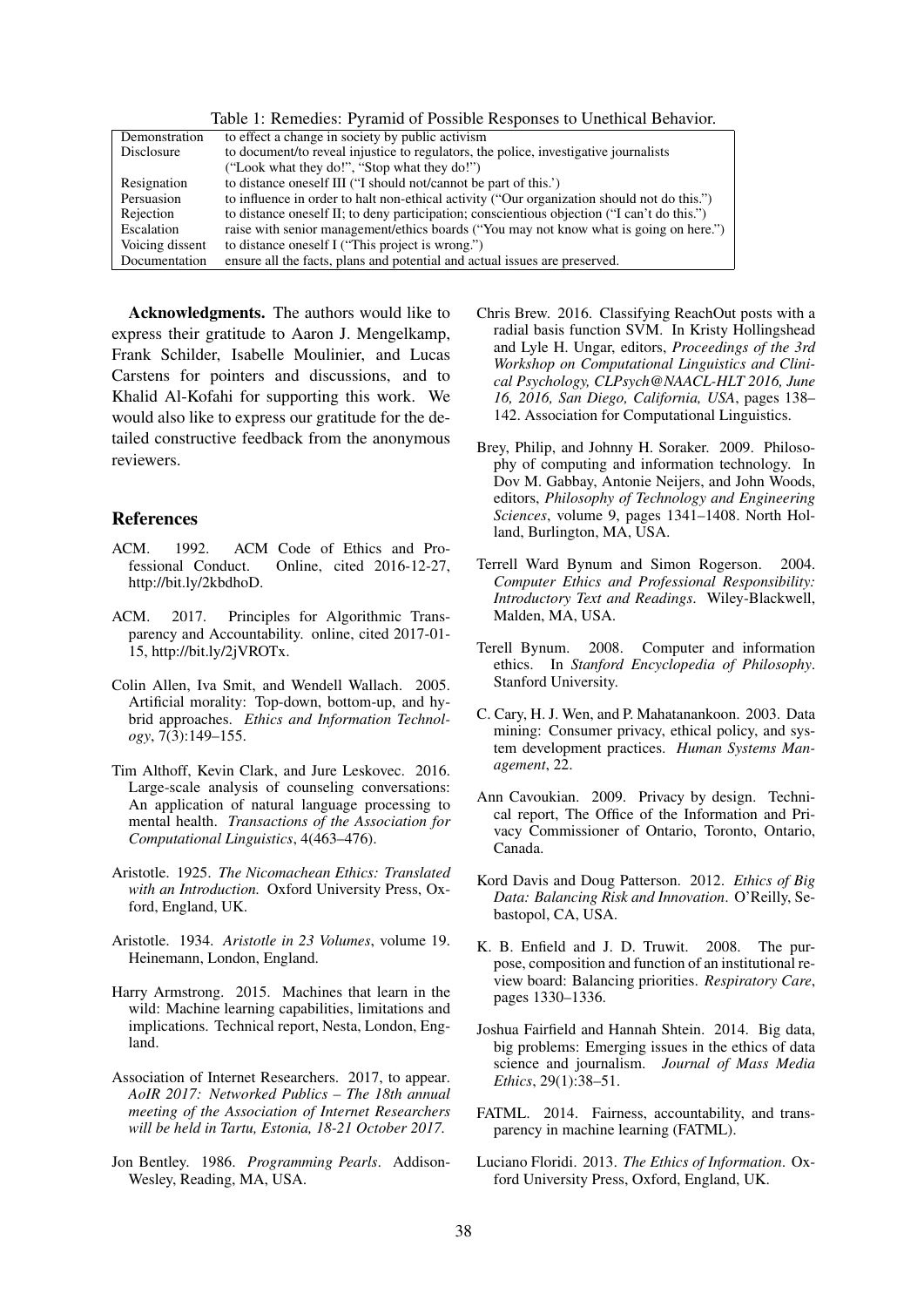Table 1: Remedies: Pyramid of Possible Responses to Unethical Behavior.

| | |
|---|---|
| Demonstration | to effect a change in society by public activism |
| Disclosure | to document/to reveal injustice to regulators, the police, investigative journalists ("Look what they do!", "Stop what they do!") |
| Resignation | to distance oneself III ("I should not/cannot be part of this.') |
| Persuasion | to influence in order to halt non-ethical activity ("Our organization should not do this.") |
| Rejection | to distance oneself II; to deny participation; conscientious objection ("I can't do this.") |
| Escalation | raise with senior management/ethics boards ("You may not know what is going on here.") |
| Voicing dissent | to distance oneself I ("This project is wrong.") |
| Documentation | ensure all the facts, plans and potential and actual issues are preserved. |

**Acknowledgments.** The authors would like to express their gratitude to Aaron J. Mengelkamp, Frank Schilder, Isabelle Moulinier, and Lucas Carstens for pointers and discussions, and to Khalid Al-Kofahi for supporting this work. We would also like to express our gratitude for the detailed constructive feedback from the anonymous reviewers.

## References

ACM. 1992. ACM Code of Ethics and Professional Conduct. Online, cited 2016-12-27, http://bit.ly/2kbdhoD.

ACM. 2017. Principles for Algorithmic Transparency and Accountability. online, cited 2017-01-15, http://bit.ly/2jVROTx.

Colin Allen, Iva Smit, and Wendell Wallach. 2005. Artificial morality: Top-down, bottom-up, and hybrid approaches. *Ethics and Information Technology*, 7(3):149–155.

Tim Althoff, Kevin Clark, and Jure Leskovec. 2016. Large-scale analysis of counseling conversations: An application of natural language processing to mental health. *Transactions of the Association for Computational Linguistics*, 4(463–476).

Aristotle. 1925. *The Nicomachean Ethics: Translated with an Introduction.* Oxford University Press, Oxford, England, UK.

Aristotle. 1934. *Aristotle in 23 Volumes*, volume 19. Heinemann, London, England.

Harry Armstrong. 2015. Machines that learn in the wild: Machine learning capabilities, limitations and implications. Technical report, Nesta, London, England.

Association of Internet Researchers. 2017, to appear. *AoIR 2017: Networked Publics – The 18th annual meeting of the Association of Internet Researchers will be held in Tartu, Estonia, 18-21 October 2017.*

Jon Bentley. 1986. *Programming Pearls*. Addison-Wesley, Reading, MA, USA.

Chris Brew. 2016. Classifying ReachOut posts with a radial basis function SVM. In Kristy Hollingshead and Lyle H. Ungar, editors, *Proceedings of the 3rd Workshop on Computational Linguistics and Clinical Psychology, CLPsych@NAACL-HLT 2016, June 16, 2016, San Diego, California, USA*, pages 138–142. Association for Computational Linguistics.

Brey, Philip, and Johnny H. Soraker. 2009. Philosophy of computing and information technology. In Dov M. Gabbay, Antonie Neijers, and John Woods, editors, *Philosophy of Technology and Engineering Sciences*, volume 9, pages 1341–1408. North Holland, Burlington, MA, USA.

Terrell Ward Bynum and Simon Rogerson. 2004. *Computer Ethics and Professional Responsibility: Introductory Text and Readings*. Wiley-Blackwell, Malden, MA, USA.

Terell Bynum. 2008. Computer and information ethics. In *Stanford Encyclopedia of Philosophy*. Stanford University.

C. Cary, H. J. Wen, and P. Mahatanankoon. 2003. Data mining: Consumer privacy, ethical policy, and system development practices. *Human Systems Management*, 22.

Ann Cavoukian. 2009. Privacy by design. Technical report, The Office of the Information and Privacy Commissioner of Ontario, Toronto, Ontario, Canada.

Kord Davis and Doug Patterson. 2012. *Ethics of Big Data: Balancing Risk and Innovation*. O'Reilly, Sebastopol, CA, USA.

K. B. Enfield and J. D. Truwit. 2008. The purpose, composition and function of an institutional review board: Balancing priorities. *Respiratory Care*, pages 1330–1336.

Joshua Fairfield and Hannah Shtein. 2014. Big data, big problems: Emerging issues in the ethics of data science and journalism. *Journal of Mass Media Ethics*, 29(1):38–51.

FATML. 2014. Fairness, accountability, and transparency in machine learning (FATML).

Luciano Floridi. 2013. *The Ethics of Information*. Oxford University Press, Oxford, England, UK.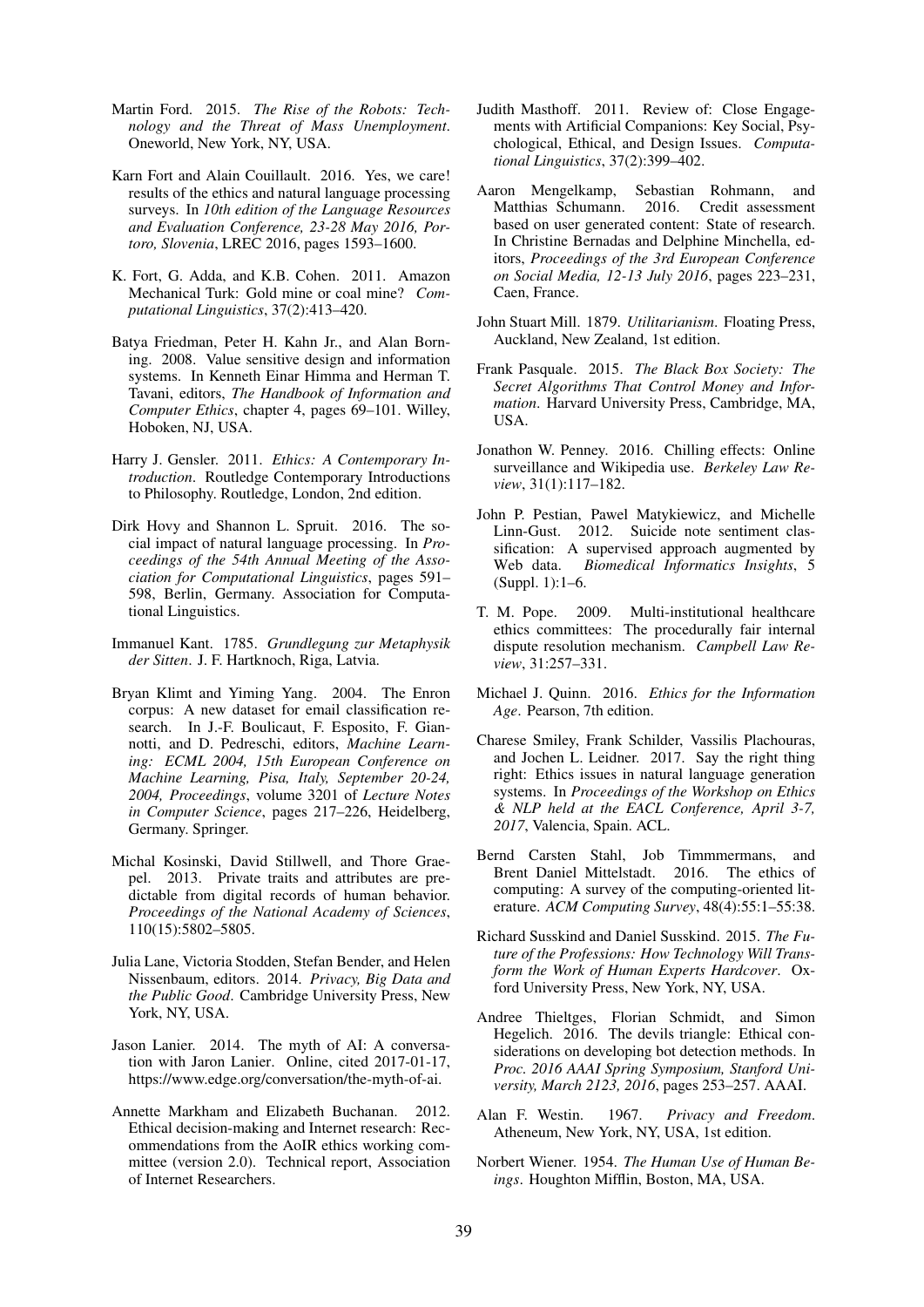Martin Ford. 2015. *The Rise of the Robots: Technology and the Threat of Mass Unemployment*. Oneworld, New York, NY, USA.

Karn Fort and Alain Couillault. 2016. Yes, we care! results of the ethics and natural language processing surveys. In *10th edition of the Language Resources and Evaluation Conference, 23-28 May 2016, Portoro, Slovenia*, LREC 2016, pages 1593–1600.

K. Fort, G. Adda, and K.B. Cohen. 2011. Amazon Mechanical Turk: Gold mine or coal mine? *Computational Linguistics*, 37(2):413–420.

Batya Friedman, Peter H. Kahn Jr., and Alan Borning. 2008. Value sensitive design and information systems. In Kenneth Einar Himma and Herman T. Tavani, editors, *The Handbook of Information and Computer Ethics*, chapter 4, pages 69–101. Willey, Hoboken, NJ, USA.

Harry J. Gensler. 2011. *Ethics: A Contemporary Introduction*. Routledge Contemporary Introductions to Philosophy. Routledge, London, 2nd edition.

Dirk Hovy and Shannon L. Spruit. 2016. The social impact of natural language processing. In *Proceedings of the 54th Annual Meeting of the Association for Computational Linguistics*, pages 591–598, Berlin, Germany. Association for Computational Linguistics.

Immanuel Kant. 1785. *Grundlegung zur Metaphysik der Sitten*. J. F. Hartknoch, Riga, Latvia.

Bryan Klimt and Yiming Yang. 2004. The Enron corpus: A new dataset for email classification research. In J.-F. Boulicaut, F. Esposito, F. Giannotti, and D. Pedreschi, editors, *Machine Learning: ECML 2004, 15th European Conference on Machine Learning, Pisa, Italy, September 20-24, 2004, Proceedings*, volume 3201 of *Lecture Notes in Computer Science*, pages 217–226, Heidelberg, Germany. Springer.

Michal Kosinski, David Stillwell, and Thore Graepel. 2013. Private traits and attributes are predictable from digital records of human behavior. *Proceedings of the National Academy of Sciences*, 110(15):5802–5805.

Julia Lane, Victoria Stodden, Stefan Bender, and Helen Nissenbaum, editors. 2014. *Privacy, Big Data and the Public Good*. Cambridge University Press, New York, NY, USA.

Jason Lanier. 2014. The myth of AI: A conversation with Jaron Lanier. Online, cited 2017-01-17, https://www.edge.org/conversation/the-myth-of-ai.

Annette Markham and Elizabeth Buchanan. 2012. Ethical decision-making and Internet research: Recommendations from the AoIR ethics working committee (version 2.0). Technical report, Association of Internet Researchers.

Judith Masthoff. 2011. Review of: Close Engagements with Artificial Companions: Key Social, Psychological, Ethical, and Design Issues. *Computational Linguistics*, 37(2):399–402.

Aaron Mengelkamp, Sebastian Rohmann, and Matthias Schumann. 2016. Credit assessment based on user generated content: State of research. In Christine Bernadas and Delphine Minchella, editors, *Proceedings of the 3rd European Conference on Social Media, 12-13 July 2016*, pages 223–231, Caen, France.

John Stuart Mill. 1879. *Utilitarianism*. Floating Press, Auckland, New Zealand, 1st edition.

Frank Pasquale. 2015. *The Black Box Society: The Secret Algorithms That Control Money and Information*. Harvard University Press, Cambridge, MA, USA.

Jonathon W. Penney. 2016. Chilling effects: Online surveillance and Wikipedia use. *Berkeley Law Review*, 31(1):117–182.

John P. Pestian, Pawel Matykiewicz, and Michelle Linn-Gust. 2012. Suicide note sentiment classification: A supervised approach augmented by Web data. *Biomedical Informatics Insights*, 5 (Suppl. 1):1–6.

T. M. Pope. 2009. Multi-institutional healthcare ethics committees: The procedurally fair internal dispute resolution mechanism. *Campbell Law Review*, 31:257–331.

Michael J. Quinn. 2016. *Ethics for the Information Age*. Pearson, 7th edition.

Charese Smiley, Frank Schilder, Vassilis Plachouras, and Jochen L. Leidner. 2017. Say the right thing right: Ethics issues in natural language generation systems. In *Proceedings of the Workshop on Ethics & NLP held at the EACL Conference, April 3-7, 2017*, Valencia, Spain. ACL.

Bernd Carsten Stahl, Job Timmmermans, and Brent Daniel Mittelstadt. 2016. The ethics of computing: A survey of the computing-oriented literature. *ACM Computing Survey*, 48(4):55:1–55:38.

Richard Susskind and Daniel Susskind. 2015. *The Future of the Professions: How Technology Will Transform the Work of Human Experts Hardcover*. Oxford University Press, New York, NY, USA.

Andree Thieltges, Florian Schmidt, and Simon Hegelich. 2016. The devils triangle: Ethical considerations on developing bot detection methods. In *Proc. 2016 AAAI Spring Symposium, Stanford University, March 2123, 2016*, pages 253–257. AAAI.

Alan F. Westin. 1967. *Privacy and Freedom*. Atheneum, New York, NY, USA, 1st edition.

Norbert Wiener. 1954. *The Human Use of Human Beings*. Houghton Mifflin, Boston, MA, USA.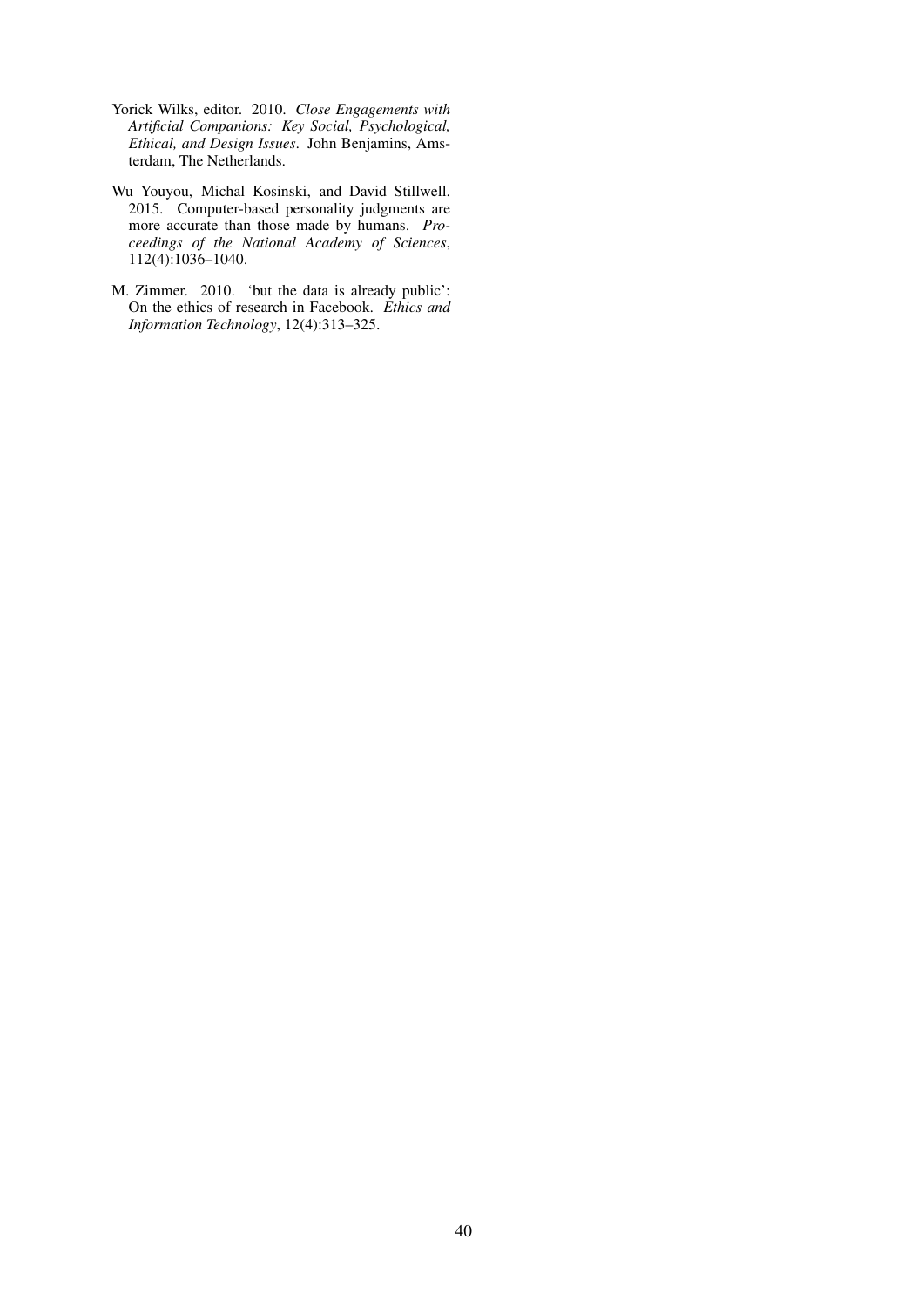Yorick Wilks, editor. 2010. *Close Engagements with Artificial Companions: Key Social, Psychological, Ethical, and Design Issues*. John Benjamins, Amsterdam, The Netherlands.

Wu Youyou, Michal Kosinski, and David Stillwell. 2015. Computer-based personality judgments are more accurate than those made by humans. *Proceedings of the National Academy of Sciences*, 112(4):1036–1040.

M. Zimmer. 2010. 'but the data is already public': On the ethics of research in Facebook. *Ethics and Information Technology*, 12(4):313–325.